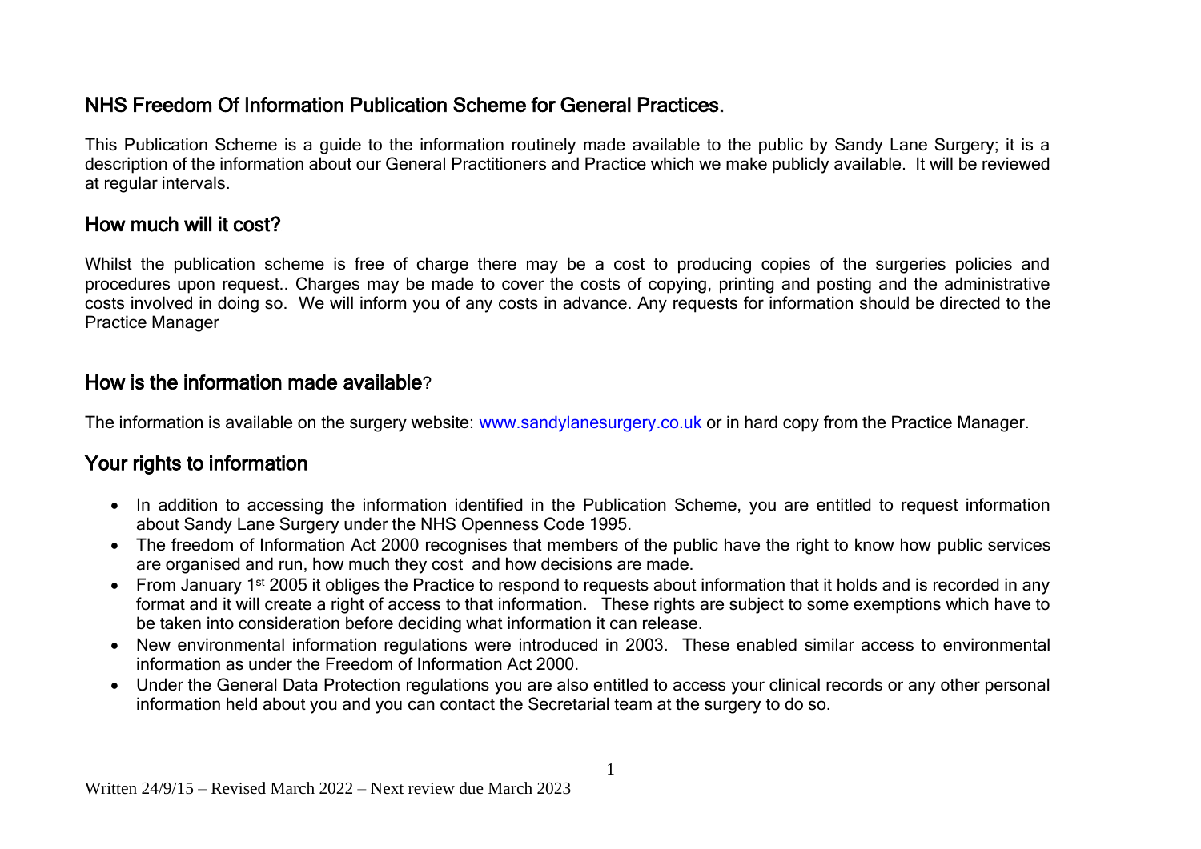## NHS Freedom Of Information Publication Scheme for General Practices.

This Publication Scheme is a guide to the information routinely made available to the public by Sandy Lane Surgery; it is a description of the information about our General Practitioners and Practice which we make publicly available. It will be reviewed at regular intervals.

## How much will it cost?

Whilst the publication scheme is free of charge there may be a cost to producing copies of the surgeries policies and procedures upon request.. Charges may be made to cover the costs of copying, printing and posting and the administrative costs involved in doing so. We will inform you of any costs in advance. Any requests for information should be directed to the Practice Manager

## How is the information made available?

The information is available on the surgery website: [www.sandylanesurgery.co.uk](http://www.sandylanesurgery.co.uk) or in hard copy from the Practice Manager.

## Your rights to information

- In addition to accessing the information identified in the Publication Scheme, you are entitled to request information about Sandy Lane Surgery under the NHS Openness Code 1995.
- The freedom of Information Act 2000 recognises that members of the public have the right to know how public services are organised and run, how much they cost and how decisions are made.
- From January 1st 2005 it obliges the Practice to respond to requests about information that it holds and is recorded in any format and it will create a right of access to that information. These rights are subject to some exemptions which have to be taken into consideration before deciding what information it can release.
- New environmental information regulations were introduced in 2003. These enabled similar access to environmental information as under the Freedom of Information Act 2000.
- Under the General Data Protection regulations you are also entitled to access your clinical records or any other personal information held about you and you can contact the Secretarial team at the surgery to do so.

Written 24/9/15 – Revised March 2022 – Next review due March 2023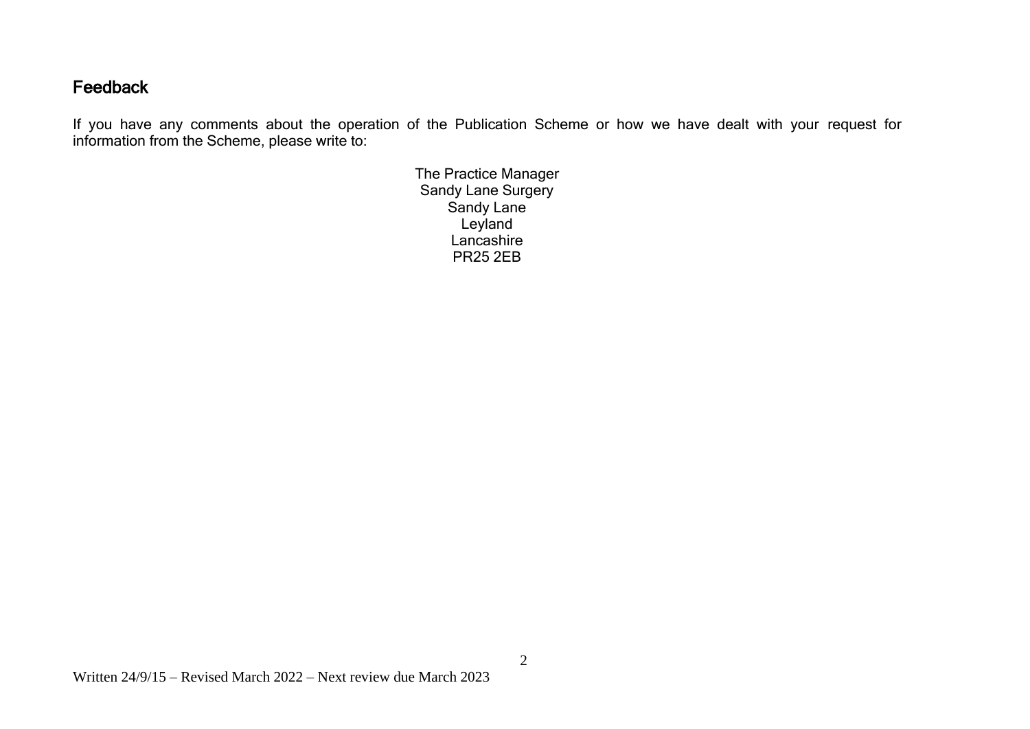## Feedback

If you have any comments about the operation of the Publication Scheme or how we have dealt with your request for information from the Scheme, please write to:

The Practice Manager  
Sandy Lane Surgery  
Sandy Lane  
Leyland  
Lancashire  
PR25 2EB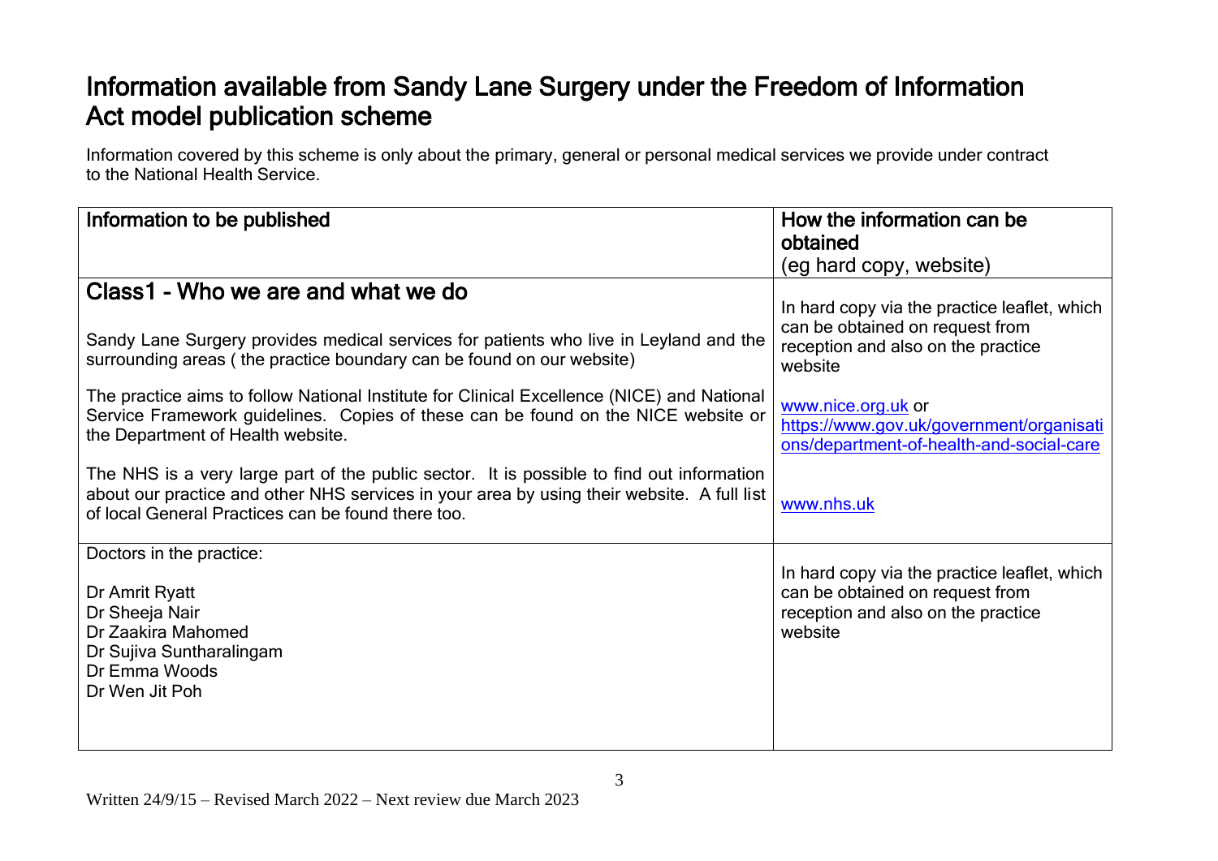# Information available from Sandy Lane Surgery under the Freedom of Information Act model publication scheme

Information covered by this scheme is only about the primary, general or personal medical services we provide under contract to the National Health Service.

| Information to be published | How the information can be obtained (eg hard copy, website) |
| --- | --- |
| **Class1 - Who we are and what we do**<br><br>Sandy Lane Surgery provides medical services for patients who live in Leyland and the surrounding areas ( the practice boundary can be found on our website) | In hard copy via the practice leaflet, which can be obtained on request from reception and also on the practice website |
| The practice aims to follow National Institute for Clinical Excellence (NICE) and National Service Framework guidelines. Copies of these can be found on the NICE website or the Department of Health website. | www.nice.org.uk or https://www.gov.uk/government/organisations/department-of-health-and-social-care |
| The NHS is a very large part of the public sector. It is possible to find out information about our practice and other NHS services in your area by using their website. A full list of local General Practices can be found there too. | www.nhs.uk |
| Doctors in the practice:<br><br>Dr Amrit Ryatt<br>Dr Sheeja Nair<br>Dr Zaakira Mahomed<br>Dr Sujiva Suntharalingam<br>Dr Emma Woods<br>Dr Wen Jit Poh | In hard copy via the practice leaflet, which can be obtained on request from reception and also on the practice website |

Written 24/9/15 – Revised March 2022 – Next review due March 2023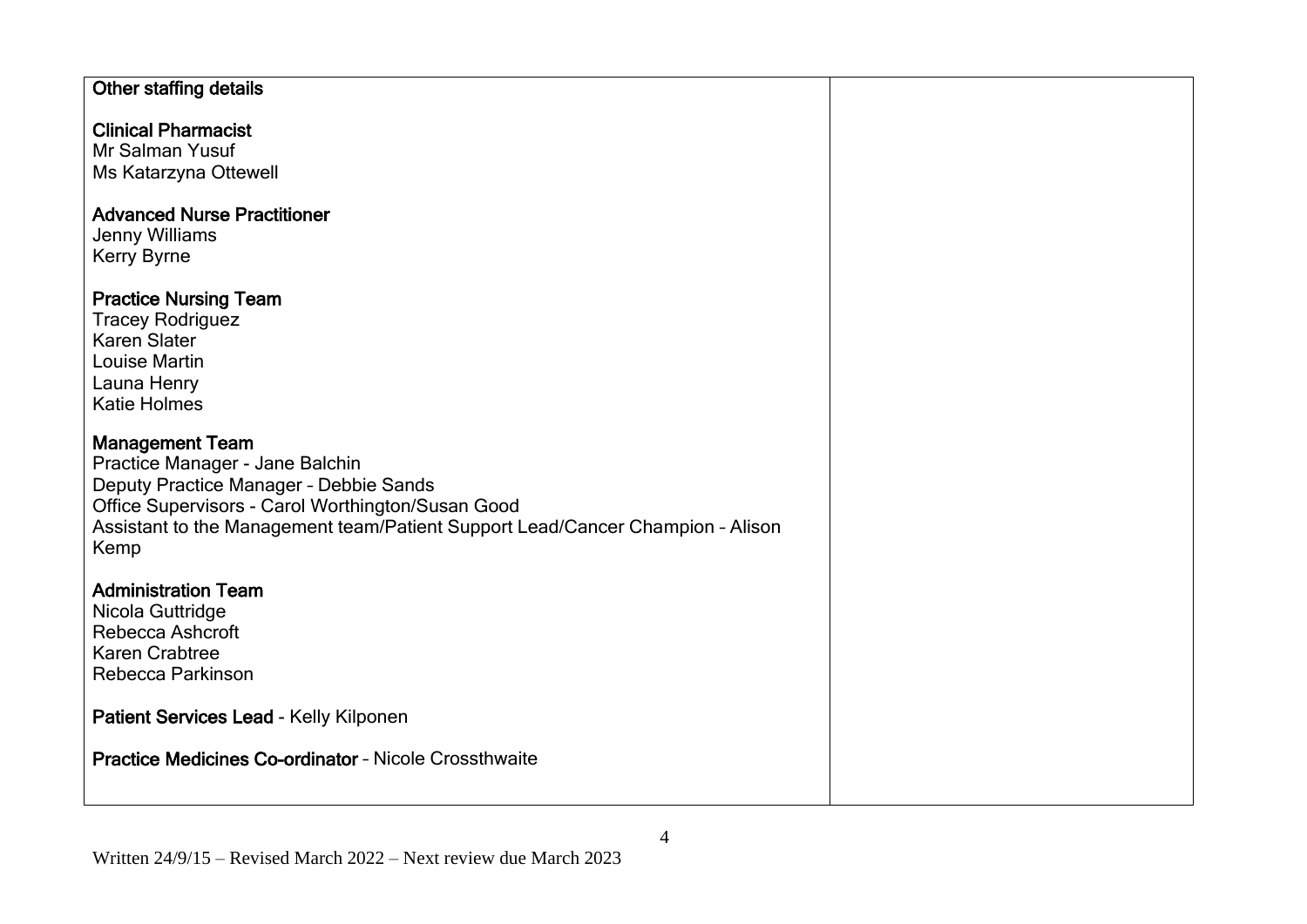| Other staffing details | |
|---|---|
| **Clinical Pharmacist**<br>Mr Salman Yusuf<br>Ms Katarzyna Ottewell<br><br>**Advanced Nurse Practitioner**<br>Jenny Williams<br>Kerry Byrne<br><br>**Practice Nursing Team**<br>Tracey Rodriguez<br>Karen Slater<br>Louise Martin<br>Launa Henry<br>Katie Holmes<br><br>**Management Team**<br>Practice Manager - Jane Balchin<br>Deputy Practice Manager – Debbie Sands<br>Office Supervisors - Carol Worthington/Susan Good<br>Assistant to the Management team/Patient Support Lead/Cancer Champion – Alison Kemp<br><br>**Administration Team**<br>Nicola Guttridge<br>Rebecca Ashcroft<br>Karen Crabtree<br>Rebecca Parkinson<br><br>**Patient Services Lead** - Kelly Kilponen<br><br>**Practice Medicines Co-ordinator** – Nicole Crossthwaite | |

Written 24/9/15 – Revised March 2022 – Next review due March 2023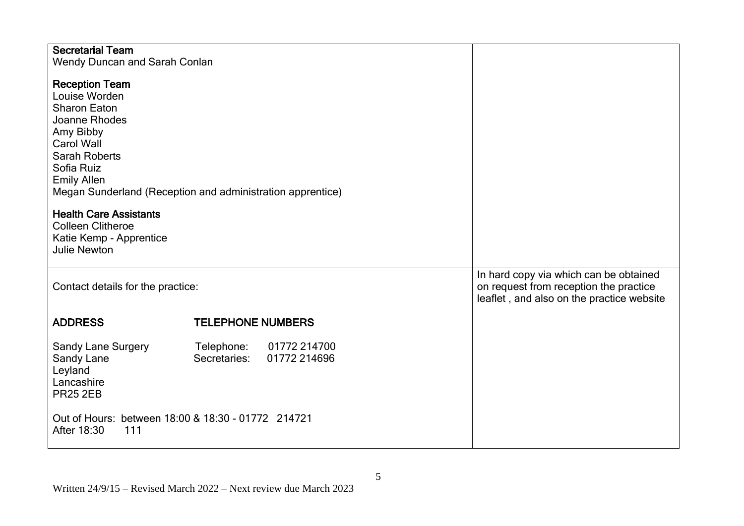| | |
|---|---|
| **Secretarial Team**<br>Wendy Duncan and Sarah Conlan<br><br>**Reception Team**<br>Louise Worden<br>Sharon Eaton<br>Joanne Rhodes<br>Amy Bibby<br>Carol Wall<br>Sarah Roberts<br>Sofia Ruiz<br>Emily Allen<br>Megan Sunderland (Reception and administration apprentice)<br><br>**Health Care Assistants**<br>Colleen Clitheroe<br>Katie Kemp - Apprentice<br>Julie Newton | |
| Contact details for the practice:<br><br>**ADDRESS**<br>Sandy Lane Surgery<br>Sandy Lane<br>Leyland<br>Lancashire<br>PR25 2EB<br><br>**TELEPHONE NUMBERS**<br>Telephone: 01772 214700<br>Secretaries: 01772 214696<br><br>Out of Hours: between 18:00 & 18:30 - 01772 214721<br>After 18:30 111 | In hard copy via which can be obtained on request from reception the practice leaflet , and also on the practice website |

Written 24/9/15 – Revised March 2022 – Next review due March 2023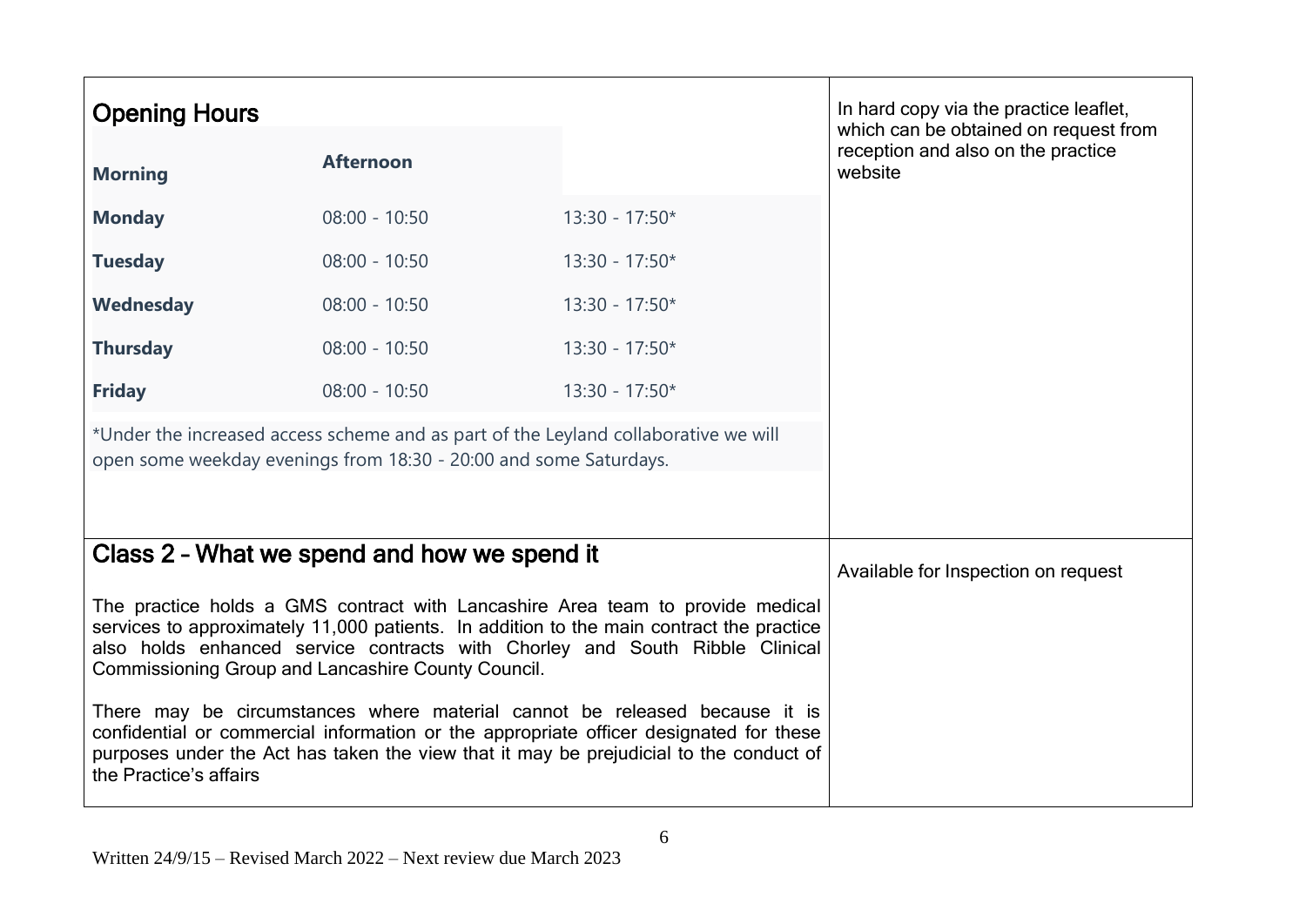| Opening Hours | | | |
|---|---|---|---|
| **Morning** | **Afternoon** | | In hard copy via the practice leaflet, which can be obtained on request from reception and also on the practice website |
| **Monday** | 08:00 - 10:50 | 13:30 - 17:50* | |
| **Tuesday** | 08:00 - 10:50 | 13:30 - 17:50* | |
| **Wednesday** | 08:00 - 10:50 | 13:30 - 17:50* | |
| **Thursday** | 08:00 - 10:50 | 13:30 - 17:50* | |
| **Friday** | 08:00 - 10:50 | 13:30 - 17:50* | |

*Under the increased access scheme and as part of the Leyland collaborative we will open some weekday evenings from 18:30 - 20:00 and some Saturdays.

## Class 2 – What we spend and how we spend it

*Available for Inspection on request*

The practice holds a GMS contract with Lancashire Area team to provide medical services to approximately 11,000 patients. In addition to the main contract the practice also holds enhanced service contracts with Chorley and South Ribble Clinical Commissioning Group and Lancashire County Council.

There may be circumstances where material cannot be released because it is confidential or commercial information or the appropriate officer designated for these purposes under the Act has taken the view that it may be prejudicial to the conduct of the Practice's affairs

Written 24/9/15 – Revised March 2022 – Next review due March 2023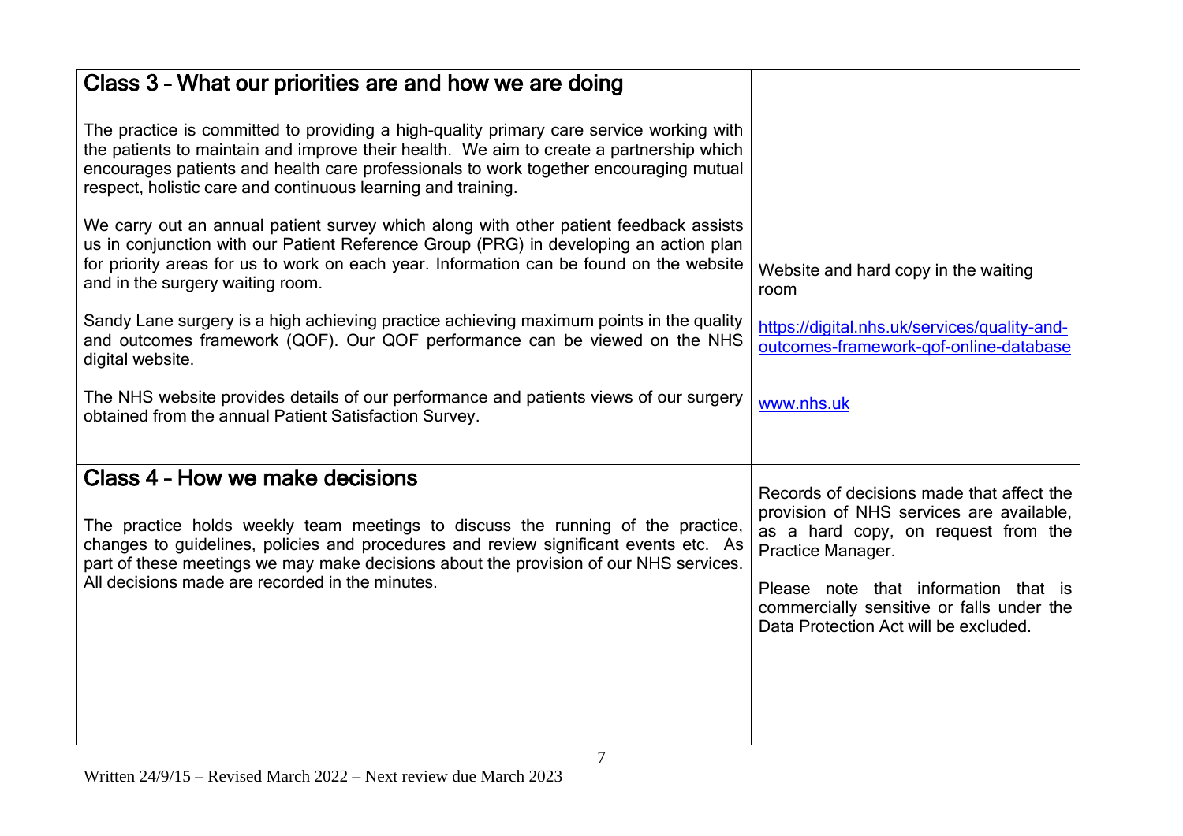| Class 3 – What our priorities are and how we are doing | |
|---|---|
| The practice is committed to providing a high-quality primary care service working with the patients to maintain and improve their health. We aim to create a partnership which encourages patients and health care professionals to work together encouraging mutual respect, holistic care and continuous learning and training. | |
| We carry out an annual patient survey which along with other patient feedback assists us in conjunction with our Patient Reference Group (PRG) in developing an action plan for priority areas for us to work on each year. Information can be found on the website and in the surgery waiting room. | Website and hard copy in the waiting room |
| Sandy Lane surgery is a high achieving practice achieving maximum points in the quality and outcomes framework (QOF). Our QOF performance can be viewed on the NHS digital website. | https://digital.nhs.uk/services/quality-and-outcomes-framework-qof-online-database |
| The NHS website provides details of our performance and patients views of our surgery obtained from the annual Patient Satisfaction Survey. | www.nhs.uk |

| Class 4 – How we make decisions | |
|---|---|
| The practice holds weekly team meetings to discuss the running of the practice, changes to guidelines, policies and procedures and review significant events etc. As part of these meetings we may make decisions about the provision of our NHS services. All decisions made are recorded in the minutes. | Records of decisions made that affect the provision of NHS services are available, as a hard copy, on request from the Practice Manager.<br><br>Please note that information that is commercially sensitive or falls under the Data Protection Act will be excluded. |

Written 24/9/15 – Revised March 2022 – Next review due March 2023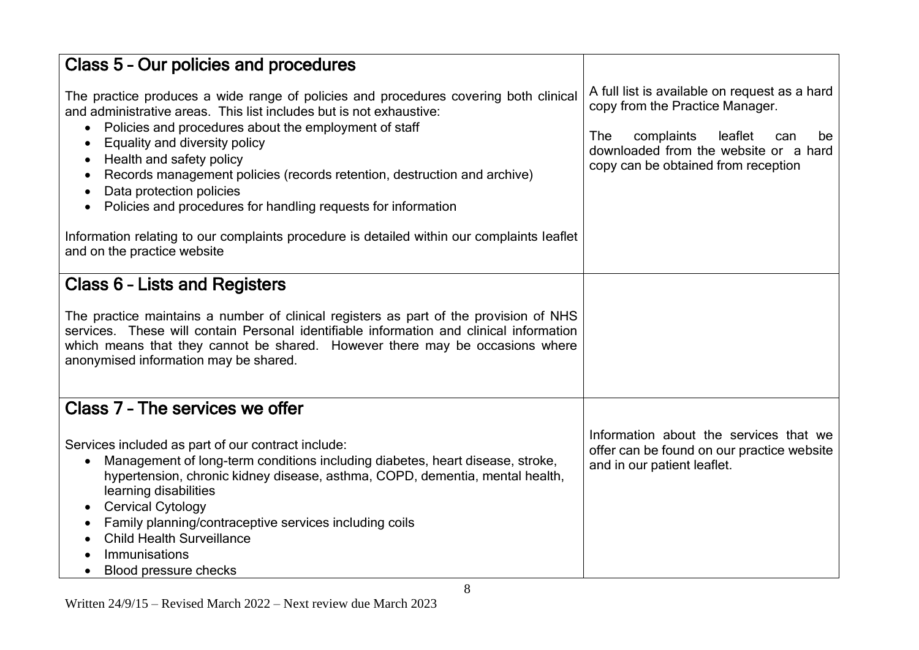| Class 5 – Our policies and procedures | |
|---|---|
| The practice produces a wide range of policies and procedures covering both clinical and administrative areas. This list includes but is not exhaustive:<br>• Policies and procedures about the employment of staff<br>• Equality and diversity policy<br>• Health and safety policy<br>• Records management policies (records retention, destruction and archive)<br>• Data protection policies<br>• Policies and procedures for handling requests for information<br><br>Information relating to our complaints procedure is detailed within our complaints leaflet and on the practice website | A full list is available on request as a hard copy from the Practice Manager.<br><br>The complaints leaflet can be downloaded from the website or a hard copy can be obtained from reception |
| **Class 6 – Lists and Registers**<br><br>The practice maintains a number of clinical registers as part of the provision of NHS services. These will contain Personal identifiable information and clinical information which means that they cannot be shared. However there may be occasions where anonymised information may be shared. | |
| **Class 7 – The services we offer**<br><br>Services included as part of our contract include:<br>• Management of long-term conditions including diabetes, heart disease, stroke, hypertension, chronic kidney disease, asthma, COPD, dementia, mental health, learning disabilities<br>• Cervical Cytology<br>• Family planning/contraceptive services including coils<br>• Child Health Surveillance<br>• Immunisations<br>• Blood pressure checks | Information about the services that we offer can be found on our practice website and in our patient leaflet. |

Written 24/9/15 – Revised March 2022 – Next review due March 2023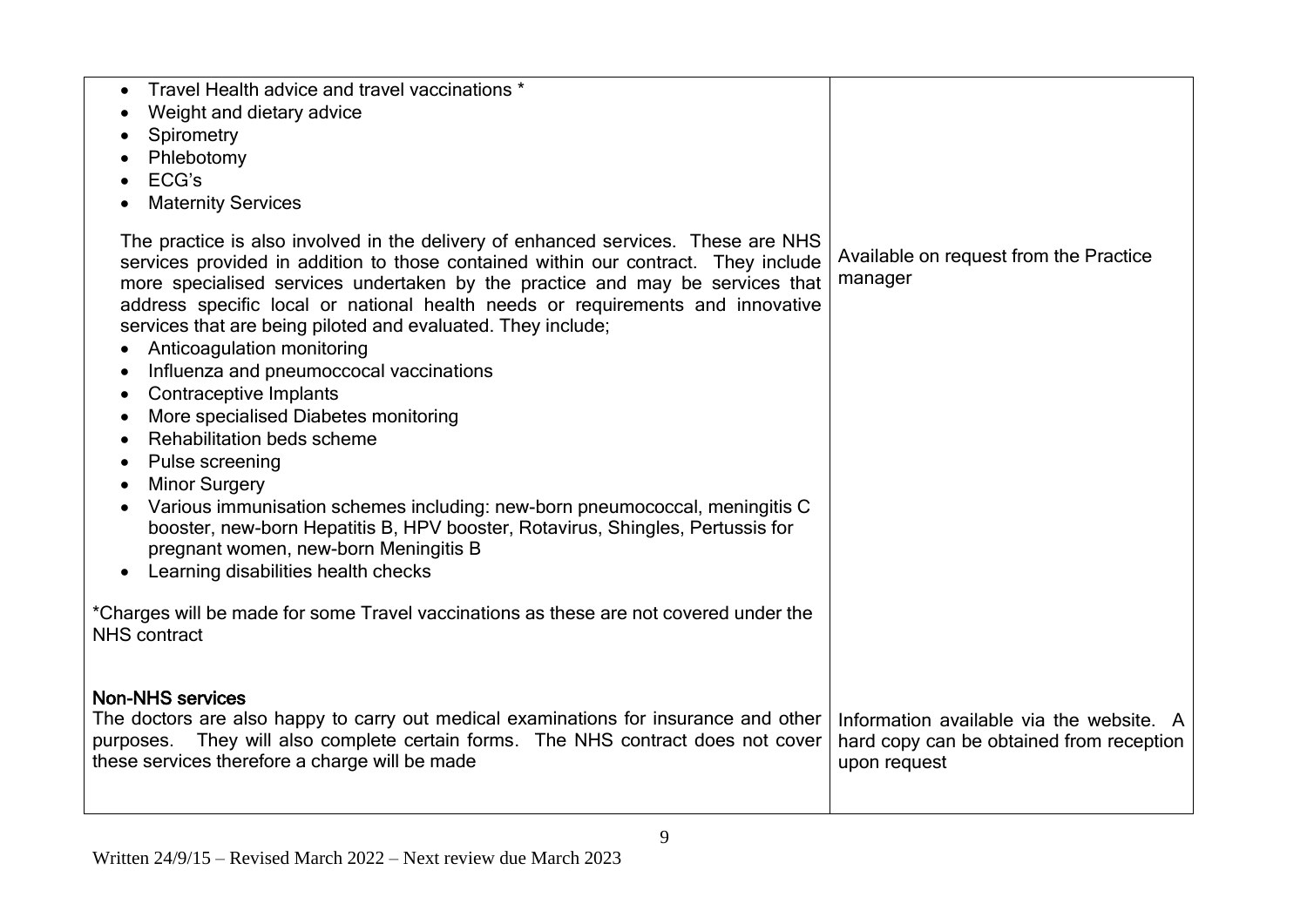| | |
|---|---|
| • Travel Health advice and travel vaccinations *<br>• Weight and dietary advice<br>• Spirometry<br>• Phlebotomy<br>• ECG's<br>• Maternity Services<br><br>The practice is also involved in the delivery of enhanced services. These are NHS services provided in addition to those contained within our contract. They include more specialised services undertaken by the practice and may be services that address specific local or national health needs or requirements and innovative services that are being piloted and evaluated. They include;<br>• Anticoagulation monitoring<br>• Influenza and pneumoccocal vaccinations<br>• Contraceptive Implants<br>• More specialised Diabetes monitoring<br>• Rehabilitation beds scheme<br>• Pulse screening<br>• Minor Surgery<br>• Various immunisation schemes including: new-born pneumococcal, meningitis C booster, new-born Hepatitis B, HPV booster, Rotavirus, Shingles, Pertussis for pregnant women, new-born Meningitis B<br>• Learning disabilities health checks<br><br>*Charges will be made for some Travel vaccinations as these are not covered under the NHS contract | Available on request from the Practice manager |
| **Non-NHS services**<br>The doctors are also happy to carry out medical examinations for insurance and other purposes. They will also complete certain forms. The NHS contract does not cover these services therefore a charge will be made | Information available via the website. A hard copy can be obtained from reception upon request |

Written 24/9/15 – Revised March 2022 – Next review due March 2023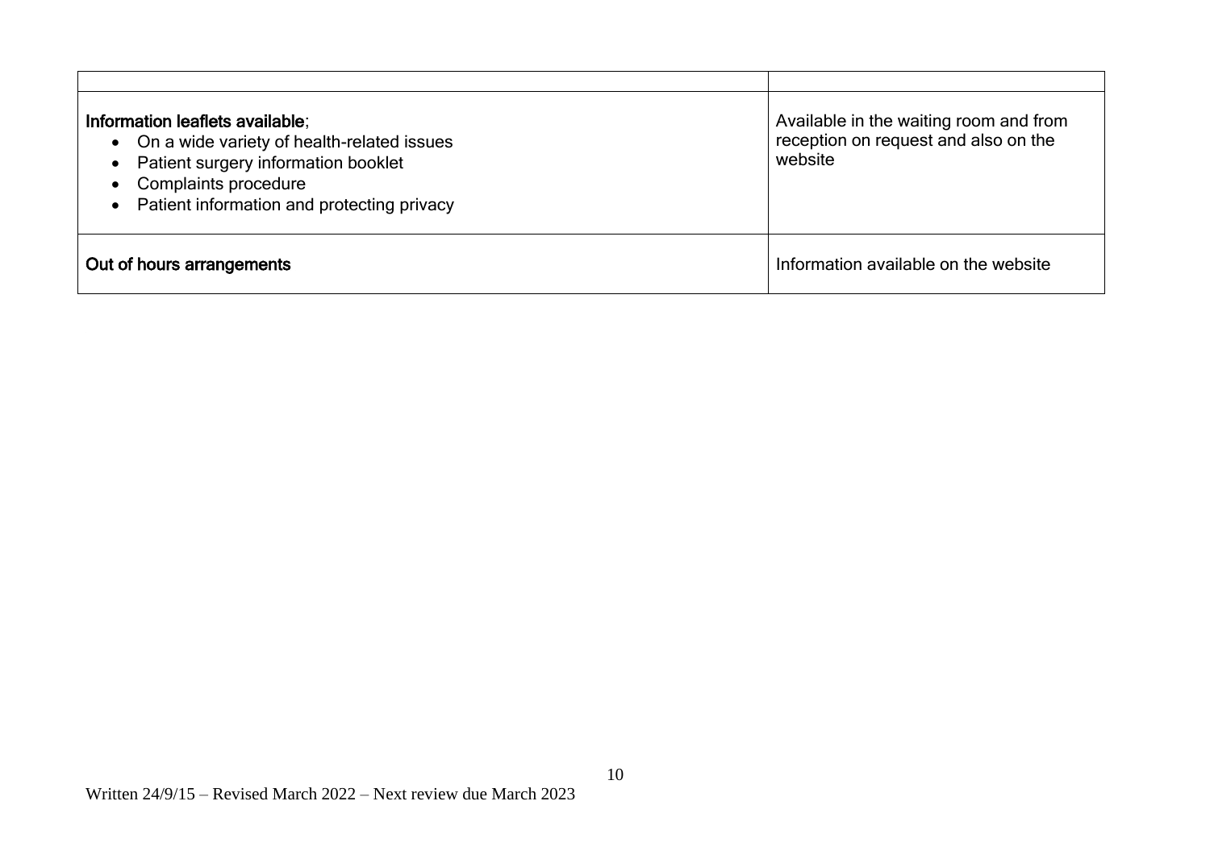| | |
|---|---|
| **Information leaflets available**;<br>• On a wide variety of health-related issues<br>• Patient surgery information booklet<br>• Complaints procedure<br>• Patient information and protecting privacy | Available in the waiting room and from reception on request and also on the website |
| **Out of hours arrangements** | Information available on the website |

Written 24/9/15 – Revised March 2022 – Next review due March 2023